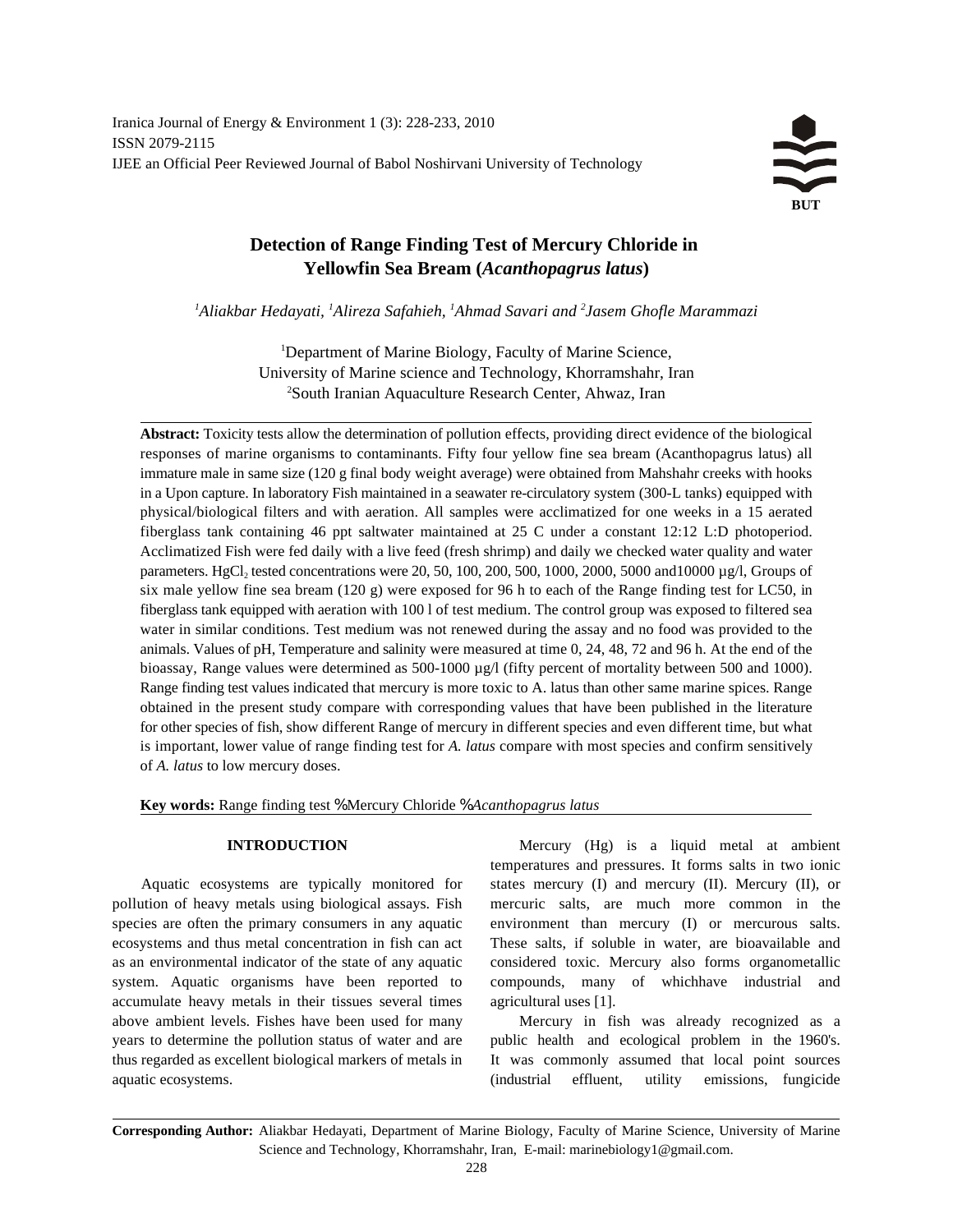# Detection of Range Finding Test of Mercury Chloride in Yellowfin Sea Bream (*Acanthopagrus latus*)

*[1]Aliakbar Hedayati, [1]Alireza Safahieh, [1]Ahmad Savari and [2]Jasem Ghofle Marammazi*

[1]Department of Marine Biology, Faculty of Marine Science, University of Marine science and Technology, Khorramshahr, Iran
[2]South Iranian Aquaculture Research Center, Ahwaz, Iran

**Abstract:** Toxicity tests allow the determination of pollution effects, providing direct evidence of the biological responses of marine organisms to contaminants. Fifty four yellow fine sea bream (Acanthopagrus latus) all immature male in same size (120 g final body weight average) were obtained from Mahshahr creeks with hooks in a Upon capture. In laboratory Fish maintained in a seawater re-circulatory system (300-L tanks) equipped with physical/biological filters and with aeration. All samples were acclimatized for one weeks in a 15 aerated fiberglass tank containing 46 ppt saltwater maintained at 25 C under a constant 12:12 L:D photoperiod. Acclimatized Fish were fed daily with a live feed (fresh shrimp) and daily we checked water quality and water parameters. $HgCl_2$ tested concentrations were 20, 50, 100, 200, 500, 1000, 2000, 5000 and10000 µg/l, Groups of six male yellow fine sea bream (120 g) were exposed for 96 h to each of the Range finding test for LC50, in fiberglass tank equipped with aeration with 100 l of test medium. The control group was exposed to filtered sea water in similar conditions. Test medium was not renewed during the assay and no food was provided to the animals. Values of pH, Temperature and salinity were measured at time 0, 24, 48, 72 and 96 h. At the end of the bioassay, Range values were determined as 500-1000 µg/l (fifty percent of mortality between 500 and 1000). Range finding test values indicated that mercury is more toxic to A. latus than other same marine spices. Range obtained in the present study compare with corresponding values that have been published in the literature for other species of fish, show different Range of mercury in different species and even different time, but what is important, lower value of range finding test for *A. latus* compare with most species and confirm sensitively of *A. latus* to low mercury doses.

**Key words:** Range finding test % Mercury Chloride % *Acanthopagrus latus*

## INTRODUCTION

Aquatic ecosystems are typically monitored for pollution of heavy metals using biological assays. Fish species are often the primary consumers in any aquatic ecosystems and thus metal concentration in fish can act as an environmental indicator of the state of any aquatic system. Aquatic organisms have been reported to accumulate heavy metals in their tissues several times above ambient levels. Fishes have been used for many years to determine the pollution status of water and are thus regarded as excellent biological markers of metals in aquatic ecosystems.

Mercury (Hg) is a liquid metal at ambient temperatures and pressures. It forms salts in two ionic states mercury (I) and mercury (II). Mercury (II), or mercuric salts, are much more common in the environment than mercury (I) or mercurous salts. These salts, if soluble in water, are bioavailable and considered toxic. Mercury also forms organometallic compounds, many of whichhave industrial and agricultural uses [1].

Mercury in fish was already recognized as a public health and ecological problem in the 1960's. It was commonly assumed that local point sources (industrial effluent, utility emissions, fungicide

**Corresponding Author:** Aliakbar Hedayati, Department of Marine Biology, Faculty of Marine Science, University of Marine Science and Technology, Khorramshahr, Iran, E-mail: marinebiology1@gmail.com.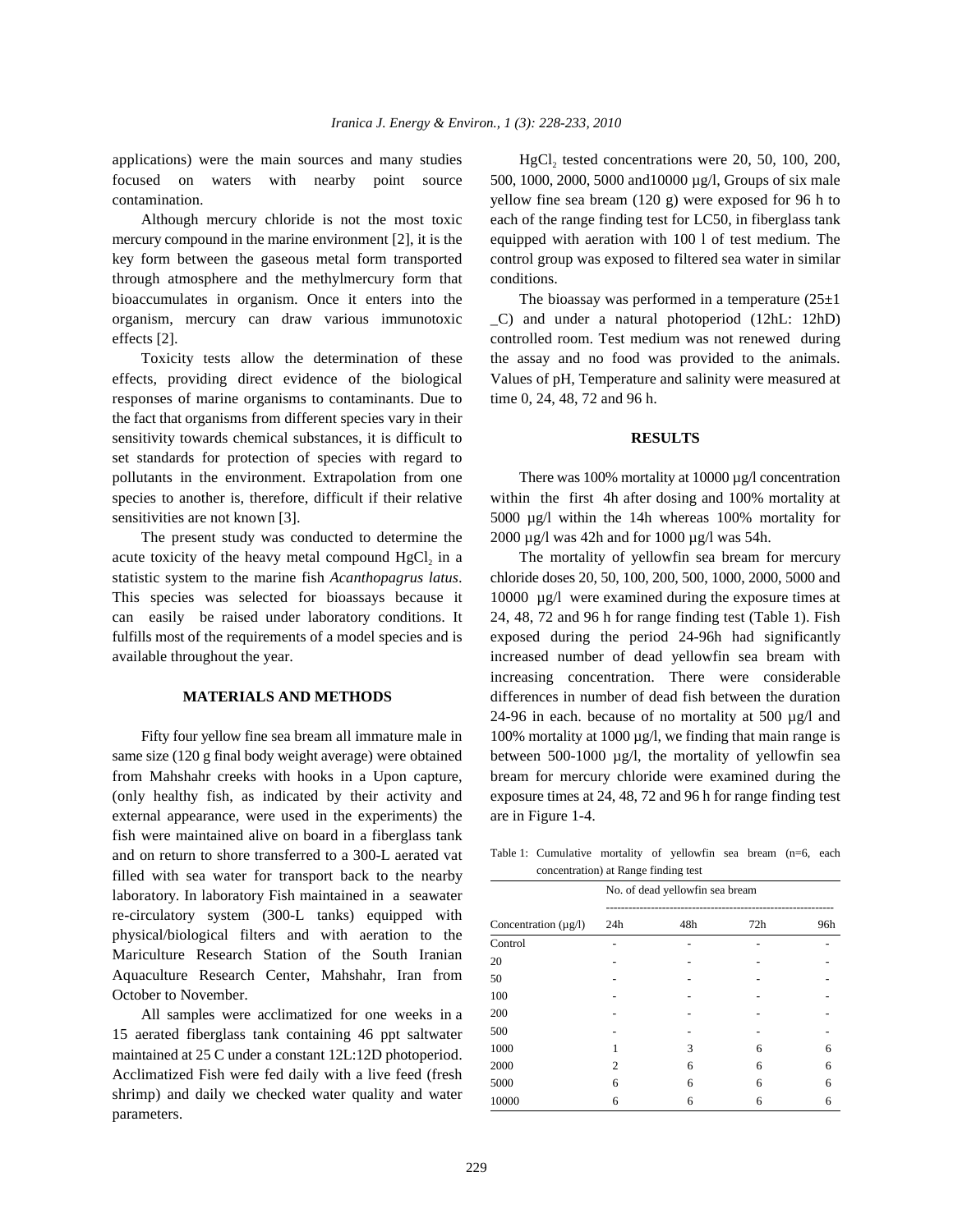applications) were the main sources and many studies focused on waters with nearby point source contamination.

Although mercury chloride is not the most toxic mercury compound in the marine environment [2], it is the key form between the gaseous metal form transported through atmosphere and the methylmercury form that bioaccumulates in organism. Once it enters into the organism, mercury can draw various immunotoxic effects [2].

Toxicity tests allow the determination of these effects, providing direct evidence of the biological responses of marine organisms to contaminants. Due to the fact that organisms from different species vary in their sensitivity towards chemical substances, it is difficult to set standards for protection of species with regard to pollutants in the environment. Extrapolation from one species to another is, therefore, difficult if their relative sensitivities are not known [3].

The present study was conducted to determine the acute toxicity of the heavy metal compound $HgCl_2$ in a statistic system to the marine fish *Acanthopagrus latus*. This species was selected for bioassays because it can easily be raised under laboratory conditions. It fulfills most of the requirements of a model species and is available throughout the year.

## MATERIALS AND METHODS

Fifty four yellow fine sea bream all immature male in same size (120 g final body weight average) were obtained from Mahshahr creeks with hooks in a Upon capture, (only healthy fish, as indicated by their activity and external appearance, were used in the experiments) the fish were maintained alive on board in a fiberglass tank and on return to shore transferred to a 300-L aerated vat filled with sea water for transport back to the nearby laboratory. In laboratory Fish maintained in a seawater re-circulatory system (300-L tanks) equipped with physical/biological filters and with aeration to the Mariculture Research Station of the South Iranian Aquaculture Research Center, Mahshahr, Iran from October to November.

All samples were acclimatized for one weeks in a 15 aerated fiberglass tank containing 46 ppt saltwater maintained at 25 C under a constant 12L:12D photoperiod. Acclimatized Fish were fed daily with a live feed (fresh shrimp) and daily we checked water quality and water parameters.

$HgCl_2$ tested concentrations were 20, 50, 100, 200, 500, 1000, 2000, 5000 and10000 µg/l, Groups of six male yellow fine sea bream (120 g) were exposed for 96 h to each of the range finding test for LC50, in fiberglass tank equipped with aeration with 100 l of test medium. The control group was exposed to filtered sea water in similar conditions.

The bioassay was performed in a temperature (25±1 _C) and under a natural photoperiod (12hL: 12hD) controlled room. Test medium was not renewed during the assay and no food was provided to the animals. Values of pH, Temperature and salinity were measured at time 0, 24, 48, 72 and 96 h.

## RESULTS

There was 100% mortality at 10000 µg/l concentration within the first 4h after dosing and 100% mortality at 5000 µg/l within the 14h whereas 100% mortality for 2000 µg/l was 42h and for 1000 µg/l was 54h.

The mortality of yellowfin sea bream for mercury chloride doses 20, 50, 100, 200, 500, 1000, 2000, 5000 and 10000 µg/l were examined during the exposure times at 24, 48, 72 and 96 h for range finding test (Table 1). Fish exposed during the period 24-96h had significantly increased number of dead yellowfin sea bream with increasing concentration. There were considerable differences in number of dead fish between the duration 24-96 in each. because of no mortality at 500 µg/l and 100% mortality at 1000 µg/l, we finding that main range is between 500-1000 µg/l, the mortality of yellowfin sea bream for mercury chloride were examined during the exposure times at 24, 48, 72 and 96 h for range finding test are in Figure 1-4.

Table 1: Cumulative mortality of yellowfin sea bream (n=6, each concentration) at Range finding test

| | No. of dead yellowfin sea bream | | | |
|---|---|---|---|---|
| Concentration (µg/l) | 24h | 48h | 72h | 96h |
| Control | - | - | - | - |
| 20 | - | - | - | - |
| 50 | - | - | - | - |
| 100 | - | - | - | - |
| 200 | - | - | - | - |
| 500 | - | - | - | - |
| 1000 | 1 | 3 | 6 | 6 |
| 2000 | 2 | 6 | 6 | 6 |
| 5000 | 6 | 6 | 6 | 6 |
| 10000 | 6 | 6 | 6 | 6 |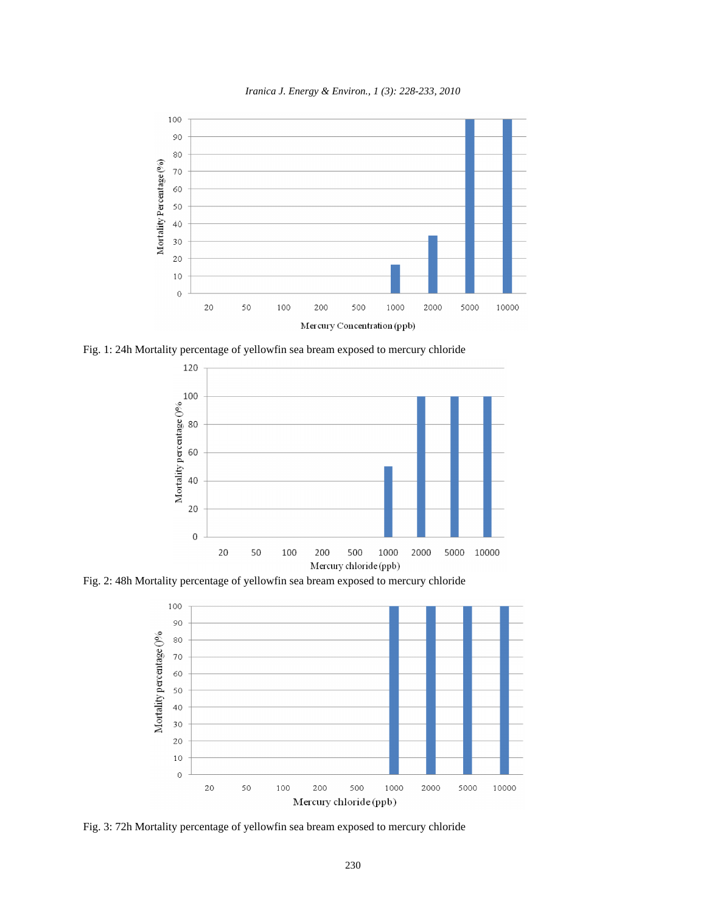Fig. 1: 24h Mortality percentage of yellowfin sea bream exposed to mercury chloride

Fig. 2: 48h Mortality percentage of yellowfin sea bream exposed to mercury chloride

Fig. 3: 72h Mortality percentage of yellowfin sea bream exposed to mercury chloride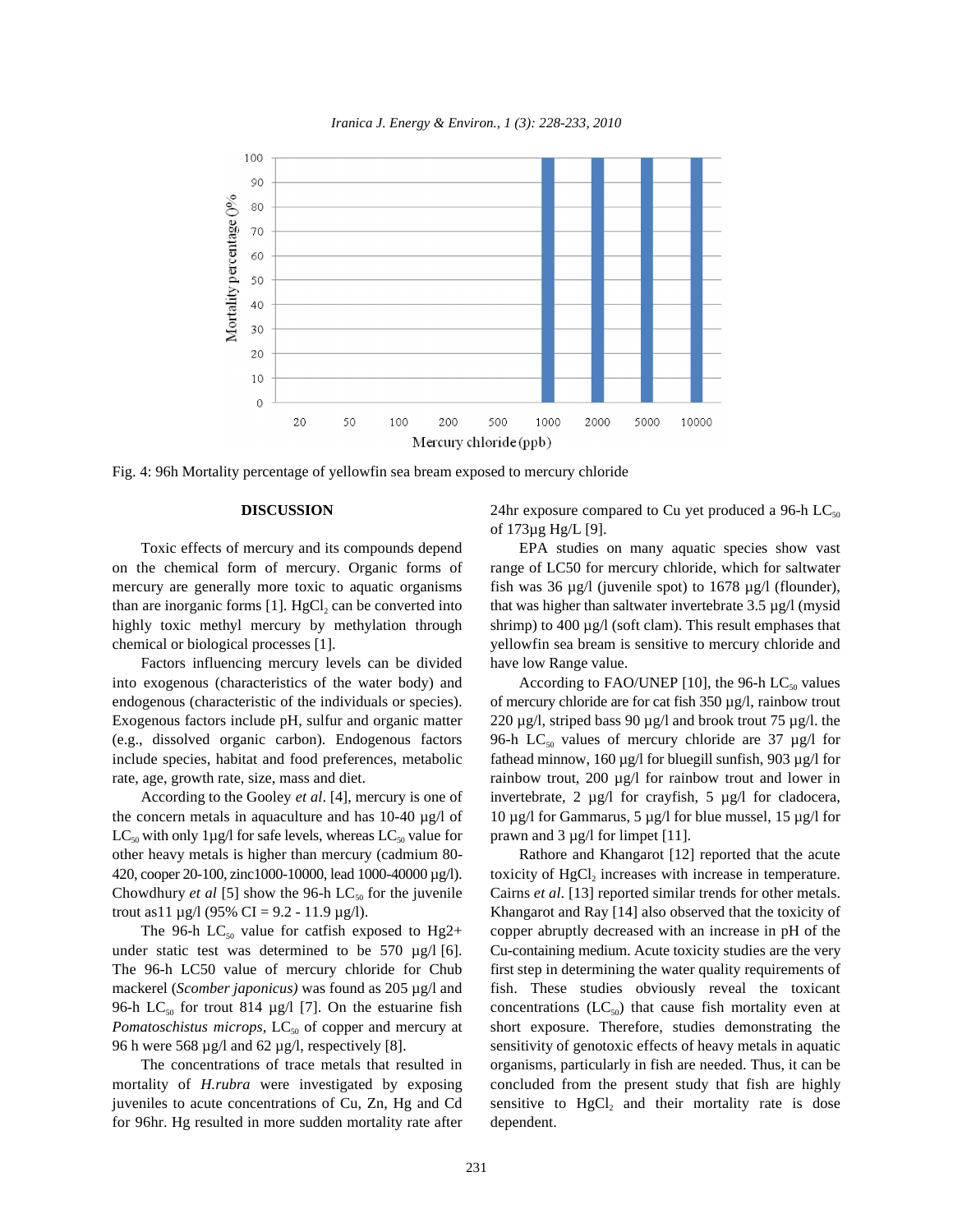Fig. 4: 96h Mortality percentage of yellowfin sea bream exposed to mercury chloride

## DISCUSSION

Toxic effects of mercury and its compounds depend on the chemical form of mercury. Organic forms of mercury are generally more toxic to aquatic organisms than are inorganic forms [1]. $HgCl_2$ can be converted into highly toxic methyl mercury by methylation through chemical or biological processes [1].

Factors influencing mercury levels can be divided into exogenous (characteristics of the water body) and endogenous (characteristic of the individuals or species). Exogenous factors include pH, sulfur and organic matter (e.g., dissolved organic carbon). Endogenous factors include species, habitat and food preferences, metabolic rate, age, growth rate, size, mass and diet.

According to the Gooley *et al*. [4], mercury is one of the concern metals in aquaculture and has 10-40 µg/l of $LC_{50}$ with only 1µg/l for safe levels, whereas $LC_{50}$ value for other heavy metals is higher than mercury (cadmium 80-420, cooper 20-100, zinc1000-10000, lead 1000-40000 µg/l). Chowdhury *et al* [5] show the 96-h $LC_{50}$ for the juvenile trout as11 µg/l (95% CI = 9.2 - 11.9 µg/l).

The 96-h $LC_{50}$ value for catfish exposed to Hg2+ under static test was determined to be 570 µg/l [6]. The 96-h LC50 value of mercury chloride for Chub mackerel (*Scomber japonicus)* was found as 205 µg/l and 96-h $LC_{50}$ for trout 814 µg/l [7]. On the estuarine fish *Pomatoschistus microps*, $LC_{50}$ of copper and mercury at 96 h were 568 µg/l and 62 µg/l, respectively [8].

The concentrations of trace metals that resulted in mortality of *H.rubra* were investigated by exposing juveniles to acute concentrations of Cu, Zn, Hg and Cd for 96hr. Hg resulted in more sudden mortality rate after 24hr exposure compared to Cu yet produced a 96-h $LC_{50}$ of 173µg Hg/L [9].

EPA studies on many aquatic species show vast range of LC50 for mercury chloride, which for saltwater fish was 36 µg/l (juvenile spot) to 1678 µg/l (flounder), that was higher than saltwater invertebrate 3.5 µg/l (mysid shrimp) to 400 µg/l (soft clam). This result emphases that yellowfin sea bream is sensitive to mercury chloride and have low Range value.

According to FAO/UNEP [10], the 96-h $LC_{50}$ values of mercury chloride are for cat fish 350 µg/l, rainbow trout 220 µg/l, striped bass 90 µg/l and brook trout 75 µg/l. the 96-h $LC_{50}$ values of mercury chloride are 37 µg/l for fathead minnow, 160 µg/l for bluegill sunfish, 903 µg/l for rainbow trout, 200 µg/l for rainbow trout and lower in invertebrate, 2 µg/l for crayfish, 5 µg/l for cladocera, 10 µg/l for Gammarus, 5 µg/l for blue mussel, 15 µg/l for prawn and 3 µg/l for limpet [11].

Rathore and Khangarot [12] reported that the acute toxicity of $HgCl_2$ increases with increase in temperature. Cairns *et al*. [13] reported similar trends for other metals. Khangarot and Ray [14] also observed that the toxicity of copper abruptly decreased with an increase in pH of the Cu-containing medium. Acute toxicity studies are the very first step in determining the water quality requirements of fish. These studies obviously reveal the toxicant concentrations ($LC_{50}$) that cause fish mortality even at short exposure. Therefore, studies demonstrating the sensitivity of genotoxic effects of heavy metals in aquatic organisms, particularly in fish are needed. Thus, it can be concluded from the present study that fish are highly sensitive to $HgCl_2$ and their mortality rate is dose dependent.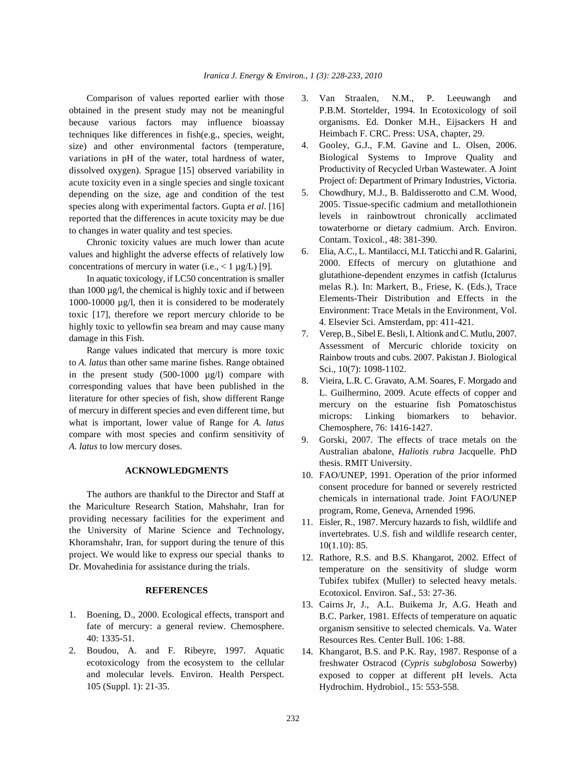Comparison of values reported earlier with those obtained in the present study may not be meaningful because various factors may influence bioassay techniques like differences in fish(e.g., species, weight, size) and other environmental factors (temperature, variations in pH of the water, total hardness of water, dissolved oxygen). Sprague [15] observed variability in acute toxicity even in a single species and single toxicant depending on the size, age and condition of the test species along with experimental factors. Gupta *et al*. [16] reported that the differences in acute toxicity may be due to changes in water quality and test species.

Chronic toxicity values are much lower than acute values and highlight the adverse effects of relatively low concentrations of mercury in water (i.e., < 1 µg/L) [9].

In aquatic toxicology, if LC50 concentration is smaller than 1000 µg/l, the chemical is highly toxic and if between 1000-10000 µg/l, then it is considered to be moderately toxic [17], therefore we report mercury chloride to be highly toxic to yellowfin sea bream and may cause many damage in this Fish.

Range values indicated that mercury is more toxic to *A. latus* than other same marine fishes. Range obtained in the present study (500-1000 µg/l) compare with corresponding values that have been published in the literature for other species of fish, show different Range of mercury in different species and even different time, but what is important, lower value of Range for *A. latus* compare with most species and confirm sensitivity of *A. latus* to low mercury doses.

## ACKNOWLEDGMENTS

The authors are thankful to the Director and Staff at the Mariculture Research Station, Mahshahr, Iran for providing necessary facilities for the experiment and the University of Marine Science and Technology, Khoramshahr, Iran, for support during the tenure of this project. We would like to express our special thanks to Dr. Movahedinia for assistance during the trials.

## REFERENCES

1. Boening, D., 2000. Ecological effects, transport and fate of mercury: a general review. Chemosphere. 40: 1335-51.
2. Boudou, A. and F. Ribeyre, 1997. Aquatic ecotoxicology from the ecosystem to the cellular and molecular levels. Environ. Health Perspect. 105 (Suppl. 1): 21-35.
3. Van Straalen, N.M., P. Leeuwangh and P.B.M. Stortelder, 1994. In Ecotoxicology of soil organisms. Ed. Donker M.H., Eijsackers H and Heimbach F. CRC. Press: USA, chapter, 29.
4. Gooley, G.J., F.M. Gavine and L. Olsen, 2006. Biological Systems to Improve Quality and Productivity of Recycled Urban Wastewater. A Joint Project of: Department of Primary Industries, Victoria.
5. Chowdhury, M.J., B. Baldisserotto and C.M. Wood, 2005. Tissue-specific cadmium and metallothionein levels in rainbowtrout chronically acclimated towaterborne or dietary cadmium. Arch. Environ. Contam. Toxicol., 48: 381-390.
6. Elia, A.C., L. Mantilacci, M.I. Taticchi and R. Galarini, 2000. Effects of mercury on glutathione and glutathione-dependent enzymes in catfish (Ictalurus melas R.). In: Markert, B., Friese, K. (Eds.), Trace Elements-Their Distribution and Effects in the Environment: Trace Metals in the Environment, Vol. 4. Elsevier Sci. Amsterdam, pp: 411-421.
7. Verep, B., Sibel E. Besli, I. Altionk and C. Mutlu, 2007. Assessment of Mercuric chloride toxicity on Rainbow trouts and cubs. 2007. Pakistan J. Biological Sci., 10(7): 1098-1102.
8. Vieira, L.R. C. Gravato, A.M. Soares, F. Morgado and L. Guilhermino, 2009. Acute effects of copper and mercury on the estuarine fish Pomatoschistus microps: Linking biomarkers to behavior. Chemosphere, 76: 1416-1427.
9. Gorski, 2007. The effects of trace metals on the Australian abalone, *Haliotis rubra* Jacquelle. PhD thesis. RMIT University.
10. FAO/UNEP, 1991. Operation of the prior informed consent procedure for banned or severely restricted chemicals in international trade. Joint FAO/UNEP program, Rome, Geneva, Arnended 1996.
11. Eisler, R., 1987. Mercury hazards to fish, wildlife and invertebrates. U.S. fish and wildlife research center, 10(1.10): 85.
12. Rathore, R.S. and B.S. Khangarot, 2002. Effect of temperature on the sensitivity of sludge worm Tubifex tubifex (Muller) to selected heavy metals. Ecotoxicol. Environ. Saf., 53: 27-36.
13. Cairns Jr, J., A.L. Buikema Jr, A.G. Heath and B.C. Parker, 1981. Effects of temperature on aquatic organism sensitive to selected chemicals. Va. Water Resources Res. Center Bull. 106: 1-88.
14. Khangarot, B.S. and P.K. Ray, 1987. Response of a freshwater Ostracod (*Cypris subglobosa* Sowerby) exposed to copper at different pH levels. Acta Hydrochim. Hydrobiol., 15: 553-558.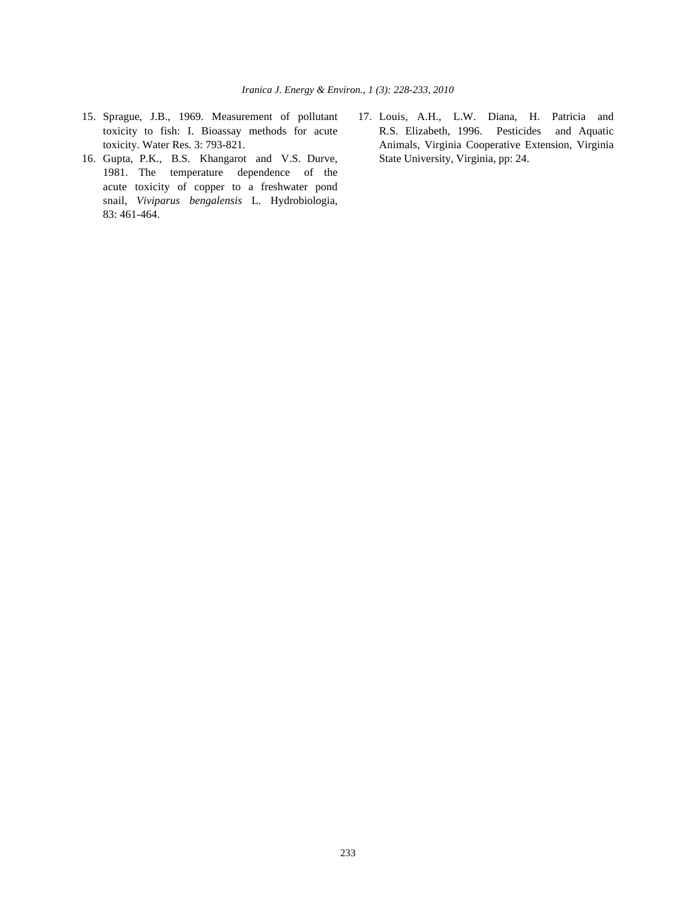15. Sprague, J.B., 1969. Measurement of pollutant toxicity to fish: I. Bioassay methods for acute toxicity. Water Res. 3: 793-821.
16. Gupta, P.K., B.S. Khangarot and V.S. Durve, 1981. The temperature dependence of the acute toxicity of copper to a freshwater pond snail, *Viviparus bengalensis* L. Hydrobiologia, 83: 461-464.
17. Louis, A.H., L.W. Diana, H. Patricia and R.S. Elizabeth, 1996. Pesticides and Aquatic Animals, Virginia Cooperative Extension, Virginia State University, Virginia, pp: 24.